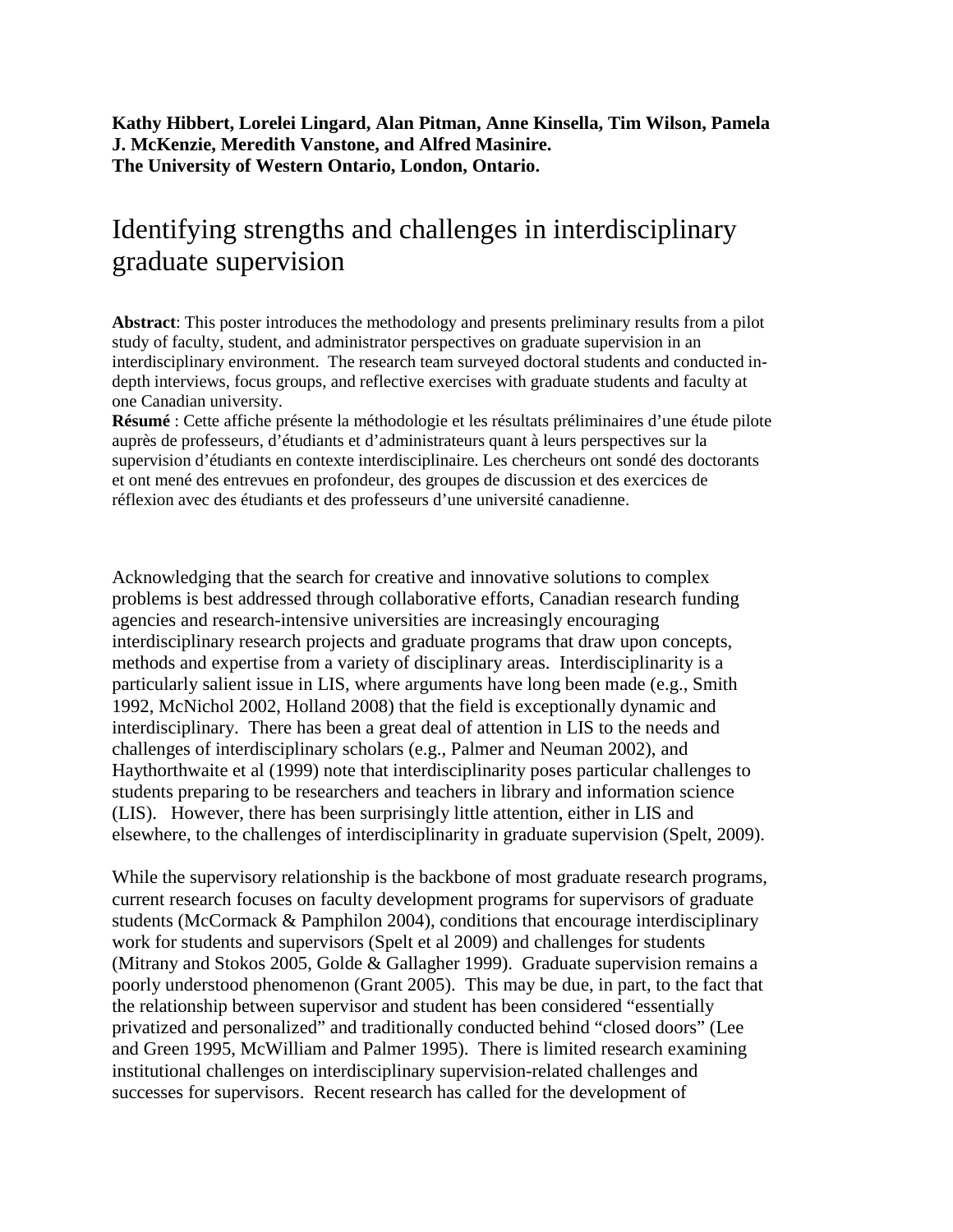**Kathy Hibbert, Lorelei Lingard, Alan Pitman, Anne Kinsella, Tim Wilson, Pamela J. McKenzie, Meredith Vanstone, and Alfred Masinire.**
**The University of Western Ontario, London, Ontario.**

# Identifying strengths and challenges in interdisciplinary graduate supervision

**Abstract**: This poster introduces the methodology and presents preliminary results from a pilot study of faculty, student, and administrator perspectives on graduate supervision in an interdisciplinary environment. The research team surveyed doctoral students and conducted in-depth interviews, focus groups, and reflective exercises with graduate students and faculty at one Canadian university.

**Résumé** : Cette affiche présente la méthodologie et les résultats préliminaires d'une étude pilote auprès de professeurs, d'étudiants et d'administrateurs quant à leurs perspectives sur la supervision d'étudiants en contexte interdisciplinaire. Les chercheurs ont sondé des doctorants et ont mené des entrevues en profondeur, des groupes de discussion et des exercices de réflexion avec des étudiants et des professeurs d'une université canadienne.

Acknowledging that the search for creative and innovative solutions to complex problems is best addressed through collaborative efforts, Canadian research funding agencies and research-intensive universities are increasingly encouraging interdisciplinary research projects and graduate programs that draw upon concepts, methods and expertise from a variety of disciplinary areas. Interdisciplinarity is a particularly salient issue in LIS, where arguments have long been made (e.g., Smith 1992, McNichol 2002, Holland 2008) that the field is exceptionally dynamic and interdisciplinary. There has been a great deal of attention in LIS to the needs and challenges of interdisciplinary scholars (e.g., Palmer and Neuman 2002), and Haythorthwaite et al (1999) note that interdisciplinarity poses particular challenges to students preparing to be researchers and teachers in library and information science (LIS). However, there has been surprisingly little attention, either in LIS and elsewhere, to the challenges of interdisciplinarity in graduate supervision (Spelt, 2009).

While the supervisory relationship is the backbone of most graduate research programs, current research focuses on faculty development programs for supervisors of graduate students (McCormack & Pamphilon 2004), conditions that encourage interdisciplinary work for students and supervisors (Spelt et al 2009) and challenges for students (Mitrany and Stokos 2005, Golde & Gallagher 1999). Graduate supervision remains a poorly understood phenomenon (Grant 2005). This may be due, in part, to the fact that the relationship between supervisor and student has been considered "essentially privatized and personalized" and traditionally conducted behind "closed doors" (Lee and Green 1995, McWilliam and Palmer 1995). There is limited research examining institutional challenges on interdisciplinary supervision-related challenges and successes for supervisors. Recent research has called for the development of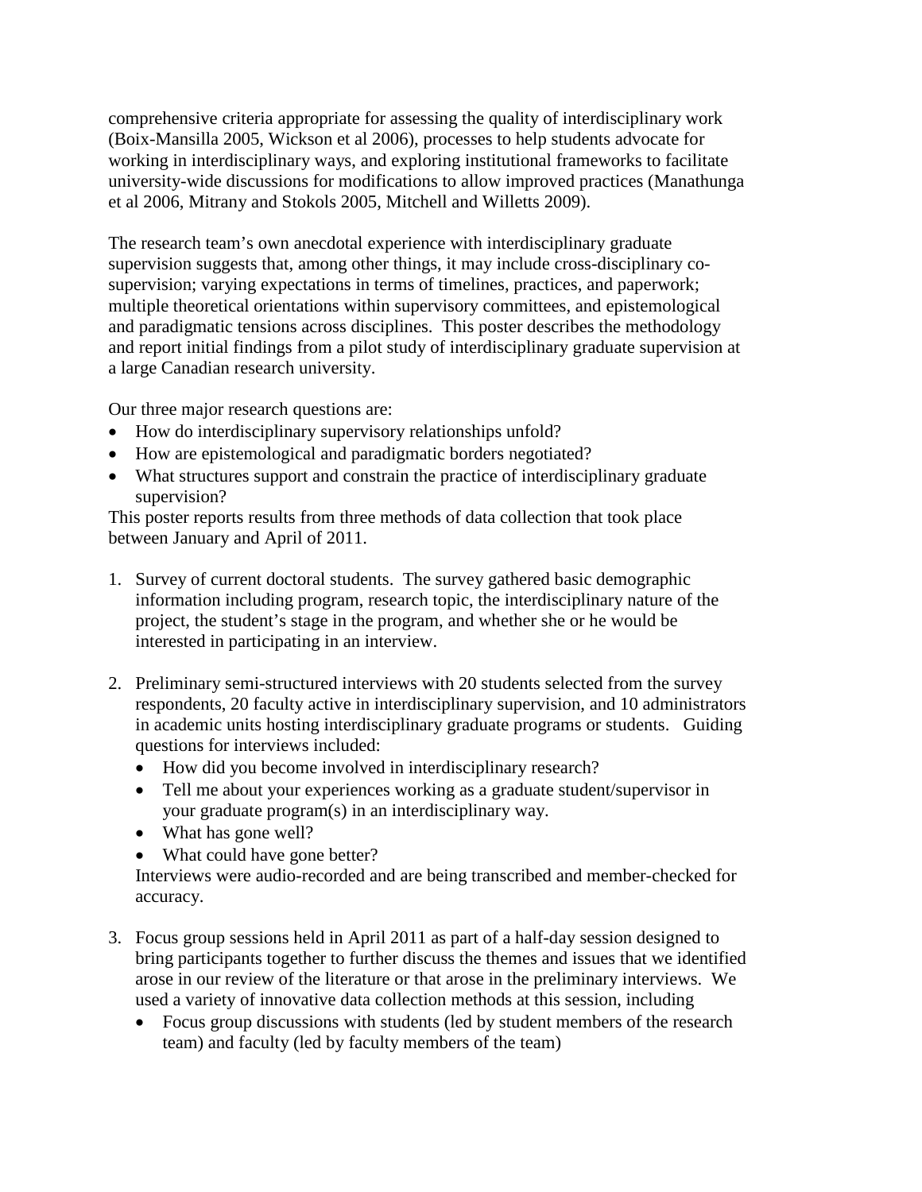comprehensive criteria appropriate for assessing the quality of interdisciplinary work (Boix-Mansilla 2005, Wickson et al 2006), processes to help students advocate for working in interdisciplinary ways, and exploring institutional frameworks to facilitate university-wide discussions for modifications to allow improved practices (Manathunga et al 2006, Mitrany and Stokols 2005, Mitchell and Willetts 2009).

The research team's own anecdotal experience with interdisciplinary graduate supervision suggests that, among other things, it may include cross-disciplinary co-supervision; varying expectations in terms of timelines, practices, and paperwork; multiple theoretical orientations within supervisory committees, and epistemological and paradigmatic tensions across disciplines. This poster describes the methodology and report initial findings from a pilot study of interdisciplinary graduate supervision at a large Canadian research university.

Our three major research questions are:

- How do interdisciplinary supervisory relationships unfold?
- How are epistemological and paradigmatic borders negotiated?
- What structures support and constrain the practice of interdisciplinary graduate supervision?

This poster reports results from three methods of data collection that took place between January and April of 2011.

1. Survey of current doctoral students. The survey gathered basic demographic information including program, research topic, the interdisciplinary nature of the project, the student's stage in the program, and whether she or he would be interested in participating in an interview.

2. Preliminary semi-structured interviews with 20 students selected from the survey respondents, 20 faculty active in interdisciplinary supervision, and 10 administrators in academic units hosting interdisciplinary graduate programs or students. Guiding questions for interviews included:
   - How did you become involved in interdisciplinary research?
   - Tell me about your experiences working as a graduate student/supervisor in your graduate program(s) in an interdisciplinary way.
   - What has gone well?
   - What could have gone better?

   Interviews were audio-recorded and are being transcribed and member-checked for accuracy.

3. Focus group sessions held in April 2011 as part of a half-day session designed to bring participants together to further discuss the themes and issues that we identified arose in our review of the literature or that arose in the preliminary interviews. We used a variety of innovative data collection methods at this session, including
   - Focus group discussions with students (led by student members of the research team) and faculty (led by faculty members of the team)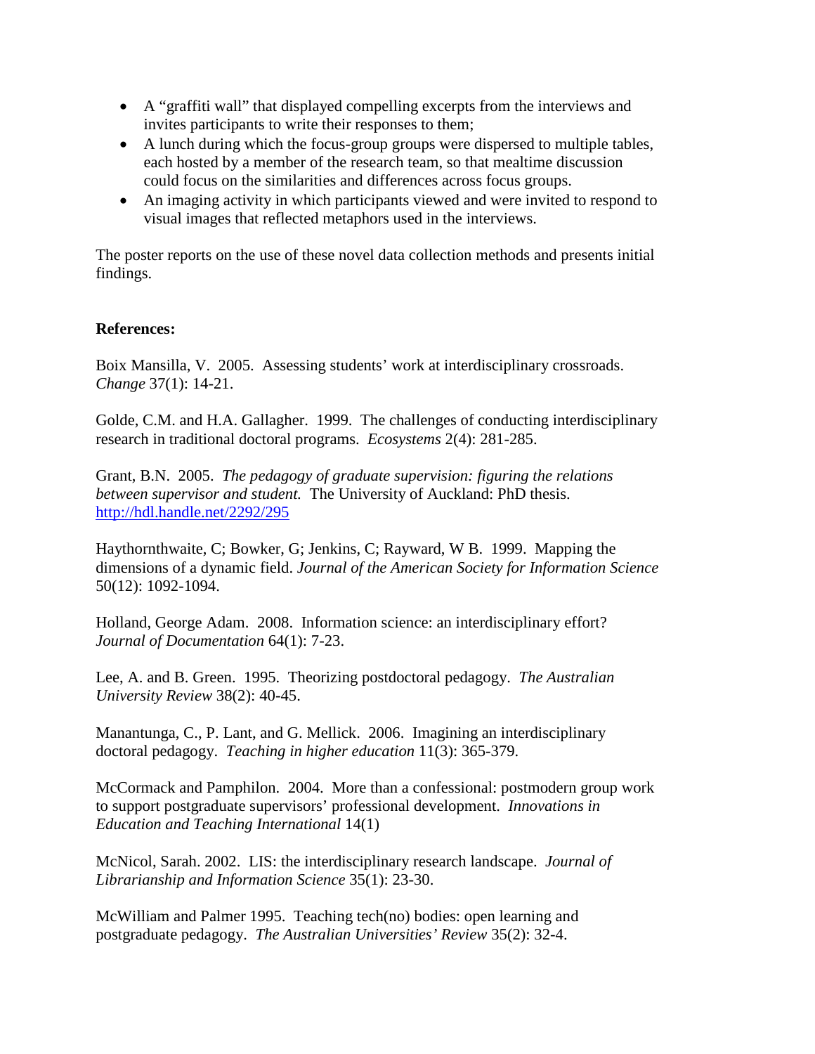- A "graffiti wall" that displayed compelling excerpts from the interviews and invites participants to write their responses to them;
- A lunch during which the focus-group groups were dispersed to multiple tables, each hosted by a member of the research team, so that mealtime discussion could focus on the similarities and differences across focus groups.
- An imaging activity in which participants viewed and were invited to respond to visual images that reflected metaphors used in the interviews.

The poster reports on the use of these novel data collection methods and presents initial findings.

**References:**

Boix Mansilla, V. 2005. Assessing students' work at interdisciplinary crossroads. *Change* 37(1): 14-21.

Golde, C.M. and H.A. Gallagher. 1999. The challenges of conducting interdisciplinary research in traditional doctoral programs. *Ecosystems* 2(4): 281-285.

Grant, B.N. 2005. *The pedagogy of graduate supervision: figuring the relations between supervisor and student.* The University of Auckland: PhD thesis. [http://hdl.handle.net/2292/295](http://hdl.handle.net/2292/295)

Haythornthwaite, C; Bowker, G; Jenkins, C; Rayward, W B. 1999. Mapping the dimensions of a dynamic field. *Journal of the American Society for Information Science* 50(12): 1092-1094.

Holland, George Adam. 2008. Information science: an interdisciplinary effort? *Journal of Documentation* 64(1): 7-23.

Lee, A. and B. Green. 1995. Theorizing postdoctoral pedagogy. *The Australian University Review* 38(2): 40-45.

Manantunga, C., P. Lant, and G. Mellick. 2006. Imagining an interdisciplinary doctoral pedagogy. *Teaching in higher education* 11(3): 365-379.

McCormack and Pamphilon. 2004. More than a confessional: postmodern group work to support postgraduate supervisors' professional development. *Innovations in Education and Teaching International* 14(1)

McNicol, Sarah. 2002. LIS: the interdisciplinary research landscape. *Journal of Librarianship and Information Science* 35(1): 23-30.

McWilliam and Palmer 1995. Teaching tech(no) bodies: open learning and postgraduate pedagogy. *The Australian Universities' Review* 35(2): 32-4.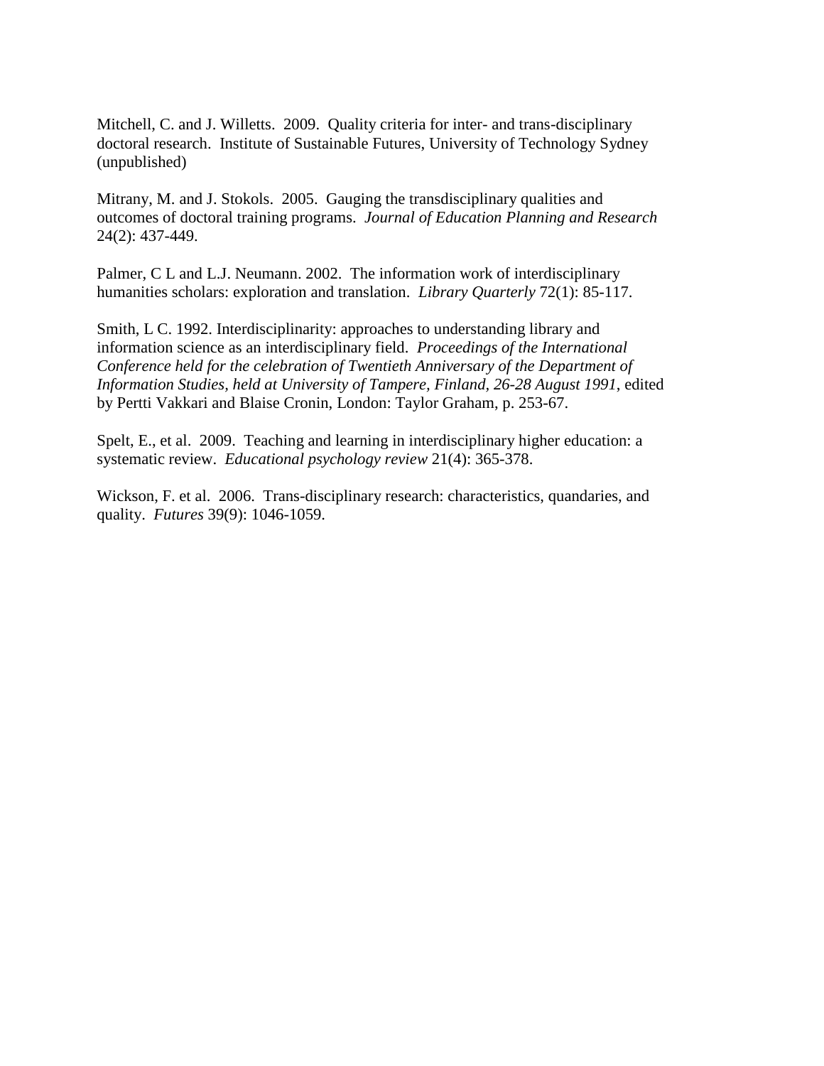Mitchell, C. and J. Willetts. 2009. Quality criteria for inter- and trans-disciplinary doctoral research. Institute of Sustainable Futures, University of Technology Sydney (unpublished)

Mitrany, M. and J. Stokols. 2005. Gauging the transdisciplinary qualities and outcomes of doctoral training programs. *Journal of Education Planning and Research* 24(2): 437-449.

Palmer, C L and L.J. Neumann. 2002. The information work of interdisciplinary humanities scholars: exploration and translation. *Library Quarterly* 72(1): 85-117.

Smith, L C. 1992. Interdisciplinarity: approaches to understanding library and information science as an interdisciplinary field. *Proceedings of the International Conference held for the celebration of Twentieth Anniversary of the Department of Information Studies, held at University of Tampere, Finland, 26-28 August 1991*, edited by Pertti Vakkari and Blaise Cronin, London: Taylor Graham, p. 253-67.

Spelt, E., et al. 2009. Teaching and learning in interdisciplinary higher education: a systematic review. *Educational psychology review* 21(4): 365-378.

Wickson, F. et al. 2006. Trans-disciplinary research: characteristics, quandaries, and quality. *Futures* 39(9): 1046-1059.